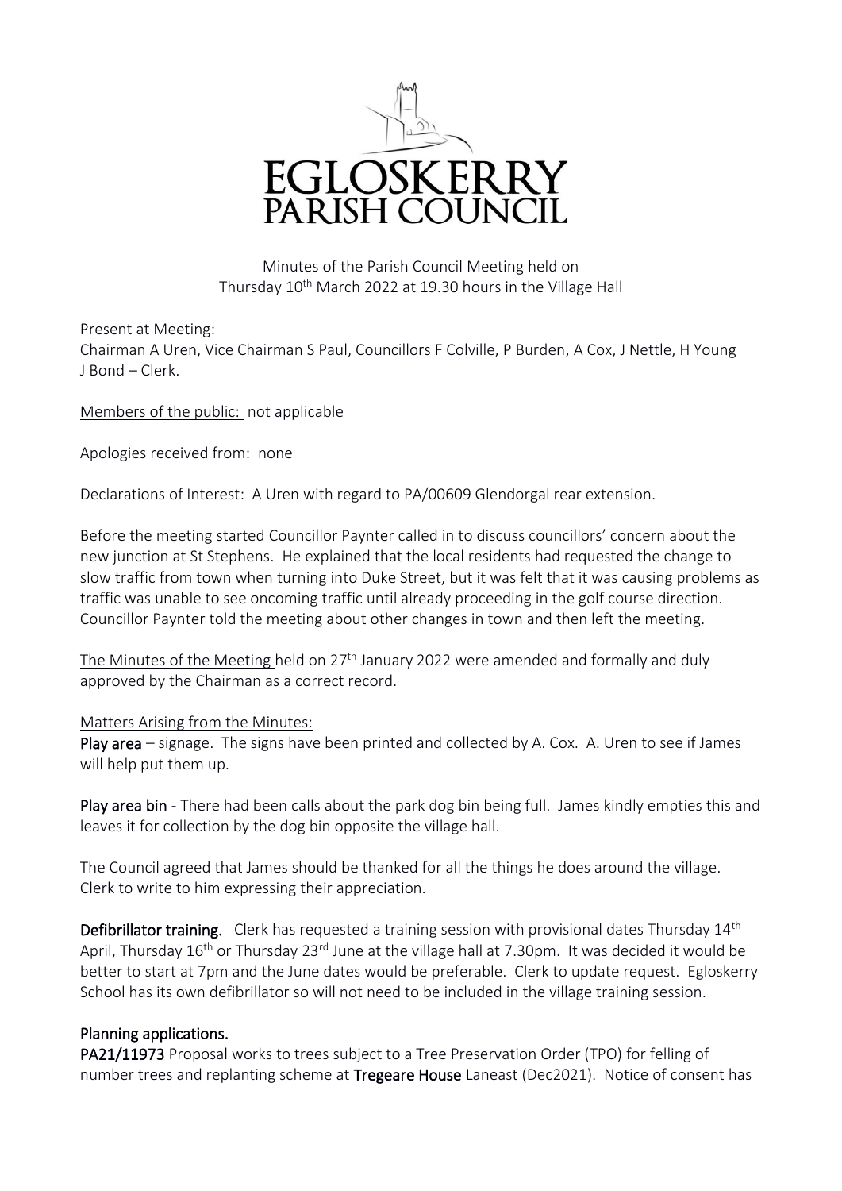# EGLOSKERRY PARISH COUNCIL

Minutes of the Parish Council Meeting held on
Thursday 10th March 2022 at 19.30 hours in the Village Hall

Present at Meeting:
Chairman A Uren, Vice Chairman S Paul, Councillors F Colville, P Burden, A Cox, J Nettle, H Young
J Bond – Clerk.

Members of the public: not applicable

Apologies received from: none

Declarations of Interest: A Uren with regard to PA/00609 Glendorgal rear extension.

Before the meeting started Councillor Paynter called in to discuss councillors' concern about the new junction at St Stephens. He explained that the local residents had requested the change to slow traffic from town when turning into Duke Street, but it was felt that it was causing problems as traffic was unable to see oncoming traffic until already proceeding in the golf course direction. Councillor Paynter told the meeting about other changes in town and then left the meeting.

The Minutes of the Meeting held on 27th January 2022 were amended and formally and duly approved by the Chairman as a correct record.

Matters Arising from the Minutes:

**Play area** – signage. The signs have been printed and collected by A. Cox. A. Uren to see if James will help put them up.

**Play area bin** - There had been calls about the park dog bin being full. James kindly empties this and leaves it for collection by the dog bin opposite the village hall.

The Council agreed that James should be thanked for all the things he does around the village. Clerk to write to him expressing their appreciation.

**Defibrillator training.** Clerk has requested a training session with provisional dates Thursday 14th April, Thursday 16th or Thursday 23rd June at the village hall at 7.30pm. It was decided it would be better to start at 7pm and the June dates would be preferable. Clerk to update request. Egloskerry School has its own defibrillator so will not need to be included in the village training session.

## Planning applications.

**PA21/11973** Proposal works to trees subject to a Tree Preservation Order (TPO) for felling of number trees and replanting scheme at **Tregeare House** Laneast (Dec2021). Notice of consent has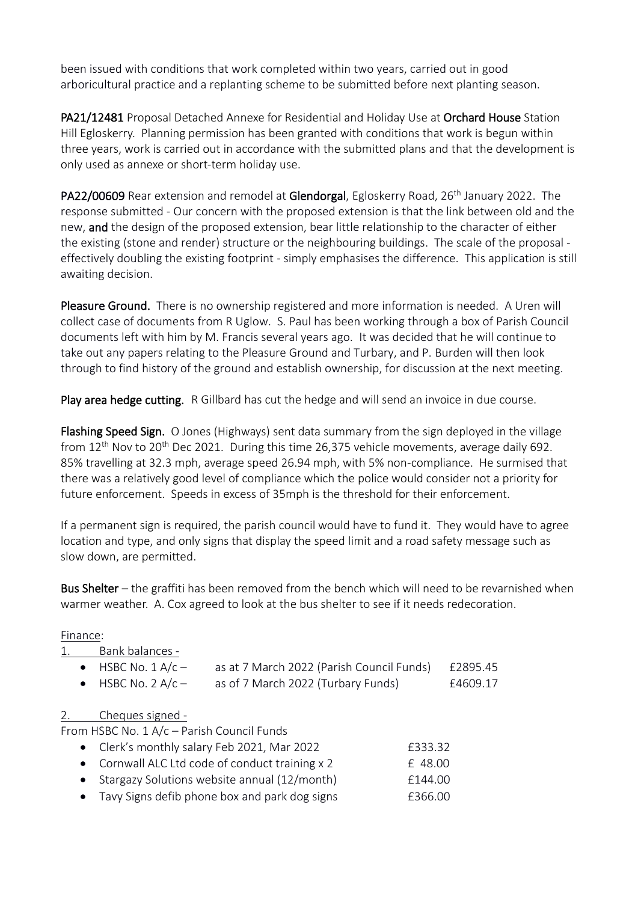been issued with conditions that work completed within two years, carried out in good arboricultural practice and a replanting scheme to be submitted before next planting season.

**PA21/12481** Proposal Detached Annexe for Residential and Holiday Use at **Orchard House** Station Hill Egloskerry. Planning permission has been granted with conditions that work is begun within three years, work is carried out in accordance with the submitted plans and that the development is only used as annexe or short-term holiday use.

**PA22/00609** Rear extension and remodel at **Glendorgal**, Egloskerry Road, 26th January 2022. The response submitted - Our concern with the proposed extension is that the link between old and the new, **and** the design of the proposed extension, bear little relationship to the character of either the existing (stone and render) structure or the neighbouring buildings. The scale of the proposal - effectively doubling the existing footprint - simply emphasises the difference. This application is still awaiting decision.

**Pleasure Ground.** There is no ownership registered and more information is needed. A Uren will collect case of documents from R Uglow. S. Paul has been working through a box of Parish Council documents left with him by M. Francis several years ago. It was decided that he will continue to take out any papers relating to the Pleasure Ground and Turbary, and P. Burden will then look through to find history of the ground and establish ownership, for discussion at the next meeting.

**Play area hedge cutting.** R Gillbard has cut the hedge and will send an invoice in due course.

**Flashing Speed Sign.** O Jones (Highways) sent data summary from the sign deployed in the village from 12th Nov to 20th Dec 2021. During this time 26,375 vehicle movements, average daily 692. 85% travelling at 32.3 mph, average speed 26.94 mph, with 5% non-compliance. He surmised that there was a relatively good level of compliance which the police would consider not a priority for future enforcement. Speeds in excess of 35mph is the threshold for their enforcement.

If a permanent sign is required, the parish council would have to fund it. They would have to agree location and type, and only signs that display the speed limit and a road safety message such as slow down, are permitted.

**Bus Shelter** – the graffiti has been removed from the bench which will need to be revarnished when warmer weather. A. Cox agreed to look at the bus shelter to see if it needs redecoration.

Finance:

1. Bank balances -
   - HSBC No. 1 A/c – as at 7 March 2022 (Parish Council Funds) £2895.45
   - HSBC No. 2 A/c – as of 7 March 2022 (Turbary Funds) £4609.17

2. Cheques signed -

From HSBC No. 1 A/c – Parish Council Funds

- Clerk's monthly salary Feb 2021, Mar 2022 £333.32
- Cornwall ALC Ltd code of conduct training x 2 £ 48.00
- Stargazy Solutions website annual (12/month) £144.00
- Tavy Signs defib phone box and park dog signs £366.00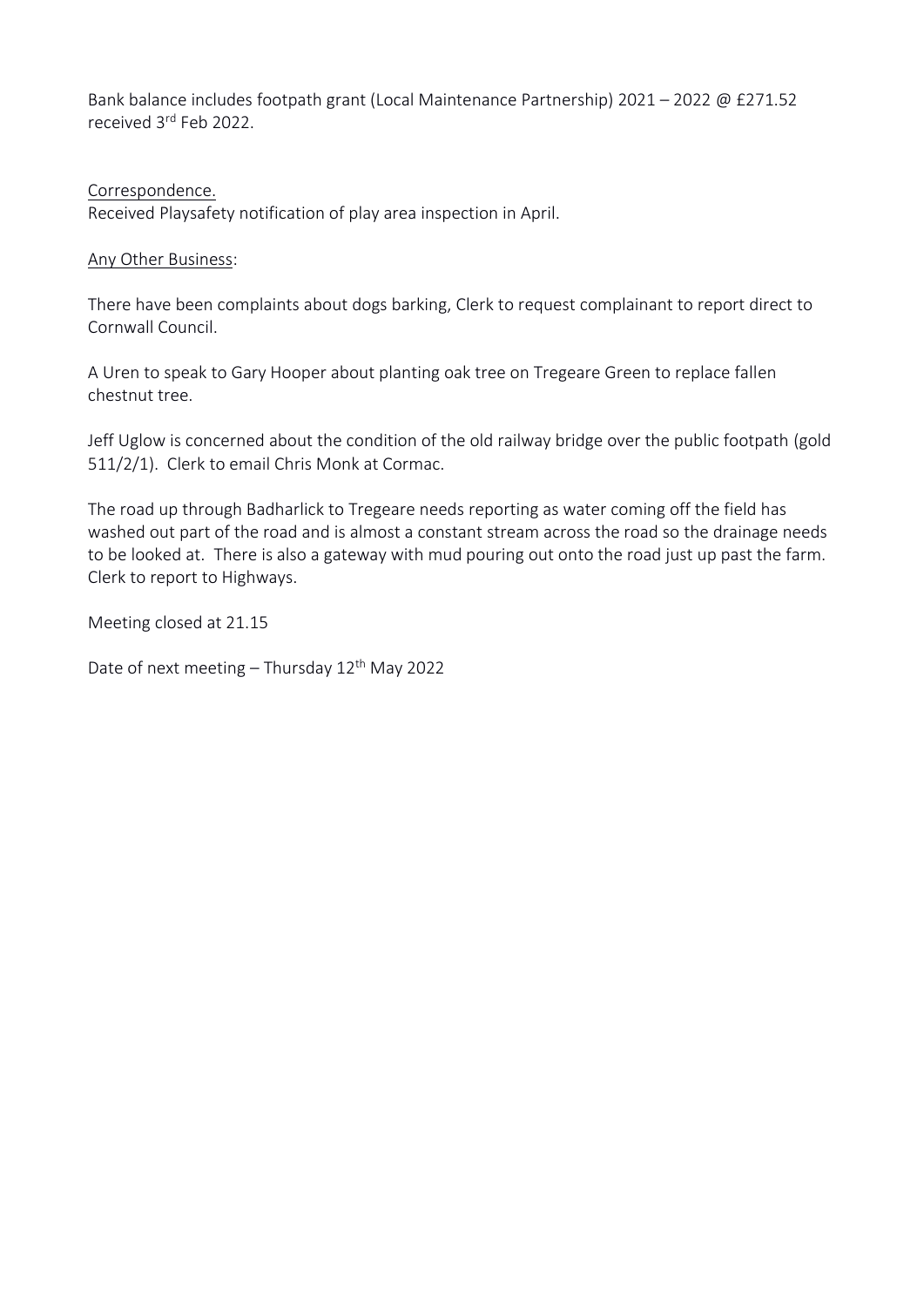Bank balance includes footpath grant (Local Maintenance Partnership) 2021 – 2022 @ £271.52 received 3rd Feb 2022.

Correspondence.
Received Playsafety notification of play area inspection in April.

Any Other Business:

There have been complaints about dogs barking, Clerk to request complainant to report direct to Cornwall Council.

A Uren to speak to Gary Hooper about planting oak tree on Tregeare Green to replace fallen chestnut tree.

Jeff Uglow is concerned about the condition of the old railway bridge over the public footpath (gold 511/2/1). Clerk to email Chris Monk at Cormac.

The road up through Badharlick to Tregeare needs reporting as water coming off the field has washed out part of the road and is almost a constant stream across the road so the drainage needs to be looked at. There is also a gateway with mud pouring out onto the road just up past the farm. Clerk to report to Highways.

Meeting closed at 21.15

Date of next meeting – Thursday 12th May 2022